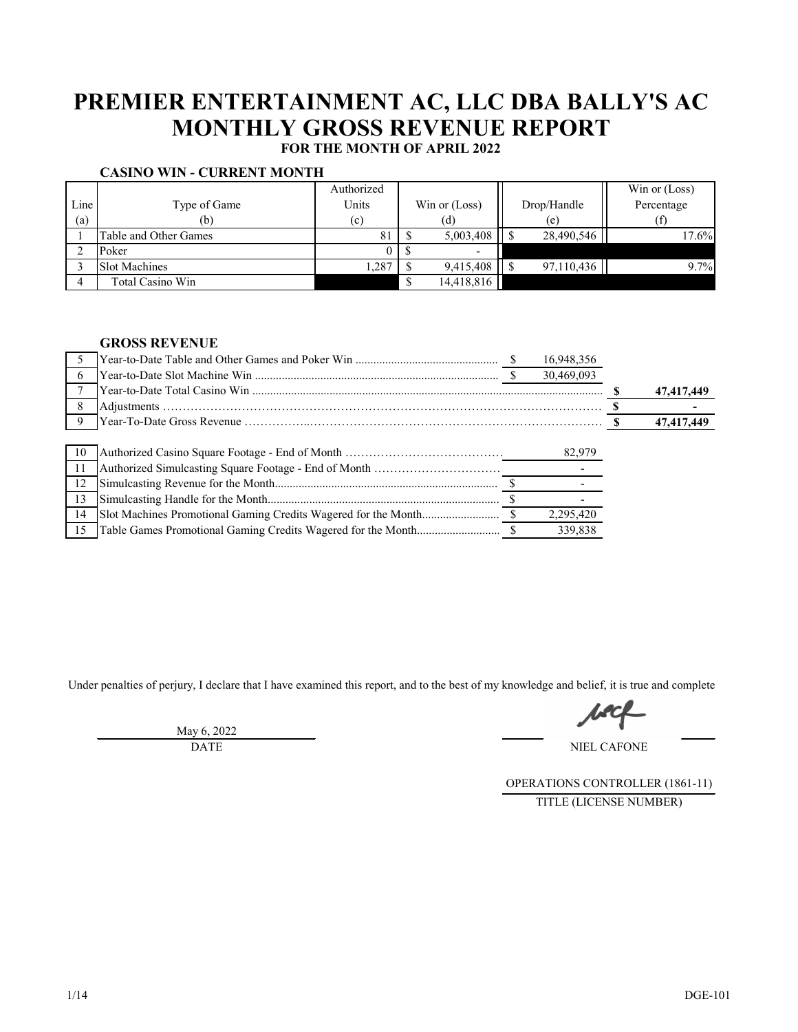# PREMIER ENTERTAINMENT AC, LLC DBA BALLY'S AC
# MONTHLY GROSS REVENUE REPORT

**FOR THE MONTH OF APRIL 2022**

### CASINO WIN - CURRENT MONTH

| Line (a) | Type of Game (b) | Authorized Units (c) | Win or (Loss) (d) | Drop/Handle (e) | Win or (Loss) Percentage (f) |
|---|---|---|---|---|---|
| 1 | Table and Other Games | 81 | $ 5,003,408 | $ 28,490,546 | 17.6% |
| 2 | Poker | 0 | $ - | | |
| 3 | Slot Machines | 1,287 | $ 9,415,408 | $ 97,110,436 | 9.7% |
| 4 | Total Casino Win | | $ 14,418,816 | | |

### GROSS REVENUE

| Line | Description | | |
|---|---|---|---|
| 5 | Year-to-Date Table and Other Games and Poker Win | $ 16,948,356 | |
| 6 | Year-to-Date Slot Machine Win | $ 30,469,093 | |
| 7 | Year-to-Date Total Casino Win | | **$ 47,417,449** |
| 8 | Adjustments | | **$ -** |
| 9 | Year-To-Date Gross Revenue | | **$ 47,417,449** |

| Line | Description | |
|---|---|---|
| 10 | Authorized Casino Square Footage - End of Month | 82,979 |
| 11 | Authorized Simulcasting Square Footage - End of Month | - |
| 12 | Simulcasting Revenue for the Month | $ - |
| 13 | Simulcasting Handle for the Month | $ - |
| 14 | Slot Machines Promotional Gaming Credits Wagered for the Month | $ 2,295,420 |
| 15 | Table Games Promotional Gaming Credits Wagered for the Month | $ 339,838 |

Under penalties of perjury, I declare that I have examined this report, and to the best of my knowledge and belief, it is true and complete

May 6, 2022
DATE

NIEL CAFONE

OPERATIONS CONTROLLER (1861-11)
TITLE (LICENSE NUMBER)

DGE-101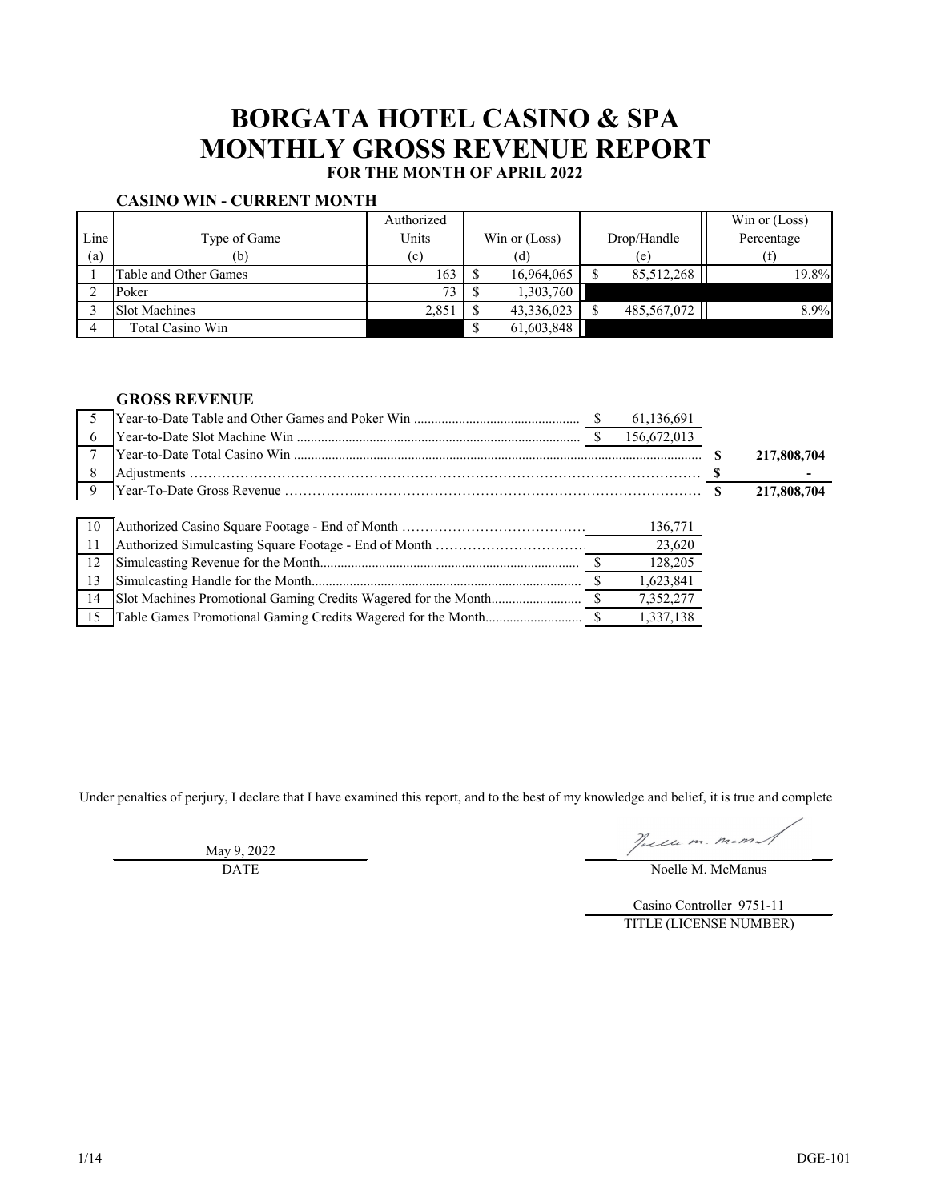# BORGATA HOTEL CASINO & SPA
# MONTHLY GROSS REVENUE REPORT
### FOR THE MONTH OF APRIL 2022

**CASINO WIN - CURRENT MONTH**

| Line (a) | Type of Game (b) | Authorized Units (c) | Win or (Loss) (d) | Drop/Handle (e) | Win or (Loss) Percentage (f) |
|---|---|---|---|---|---|
| 1 | Table and Other Games | 163 | $ 16,964,065 | $ 85,512,268 | 19.8% |
| 2 | Poker | 73 | $ 1,303,760 | | |
| 3 | Slot Machines | 2,851 | $ 43,336,023 | $ 485,567,072 | 8.9% |
| 4 | Total Casino Win | | $ 61,603,848 | | |

**GROSS REVENUE**

| Line | Description | Amount | Total |
|---|---|---|---|
| 5 | Year-to-Date Table and Other Games and Poker Win | $ 61,136,691 | |
| 6 | Year-to-Date Slot Machine Win | $ 156,672,013 | |
| 7 | Year-to-Date Total Casino Win | | **$ 217,808,704** |
| 8 | Adjustments | | **$ -** |
| 9 | Year-To-Date Gross Revenue | | **$ 217,808,704** |

| Line | Description | Amount |
|---|---|---|
| 10 | Authorized Casino Square Footage - End of Month | 136,771 |
| 11 | Authorized Simulcasting Square Footage - End of Month | 23,620 |
| 12 | Simulcasting Revenue for the Month | $ 128,205 |
| 13 | Simulcasting Handle for the Month | $ 1,623,841 |
| 14 | Slot Machines Promotional Gaming Credits Wagered for the Month | $ 7,352,277 |
| 15 | Table Games Promotional Gaming Credits Wagered for the Month | $ 1,337,138 |

Under penalties of perjury, I declare that I have examined this report, and to the best of my knowledge and belief, it is true and complete

May 9, 2022
DATE

Noelle M. McManus

Casino Controller 9751-11
TITLE (LICENSE NUMBER)

DGE-101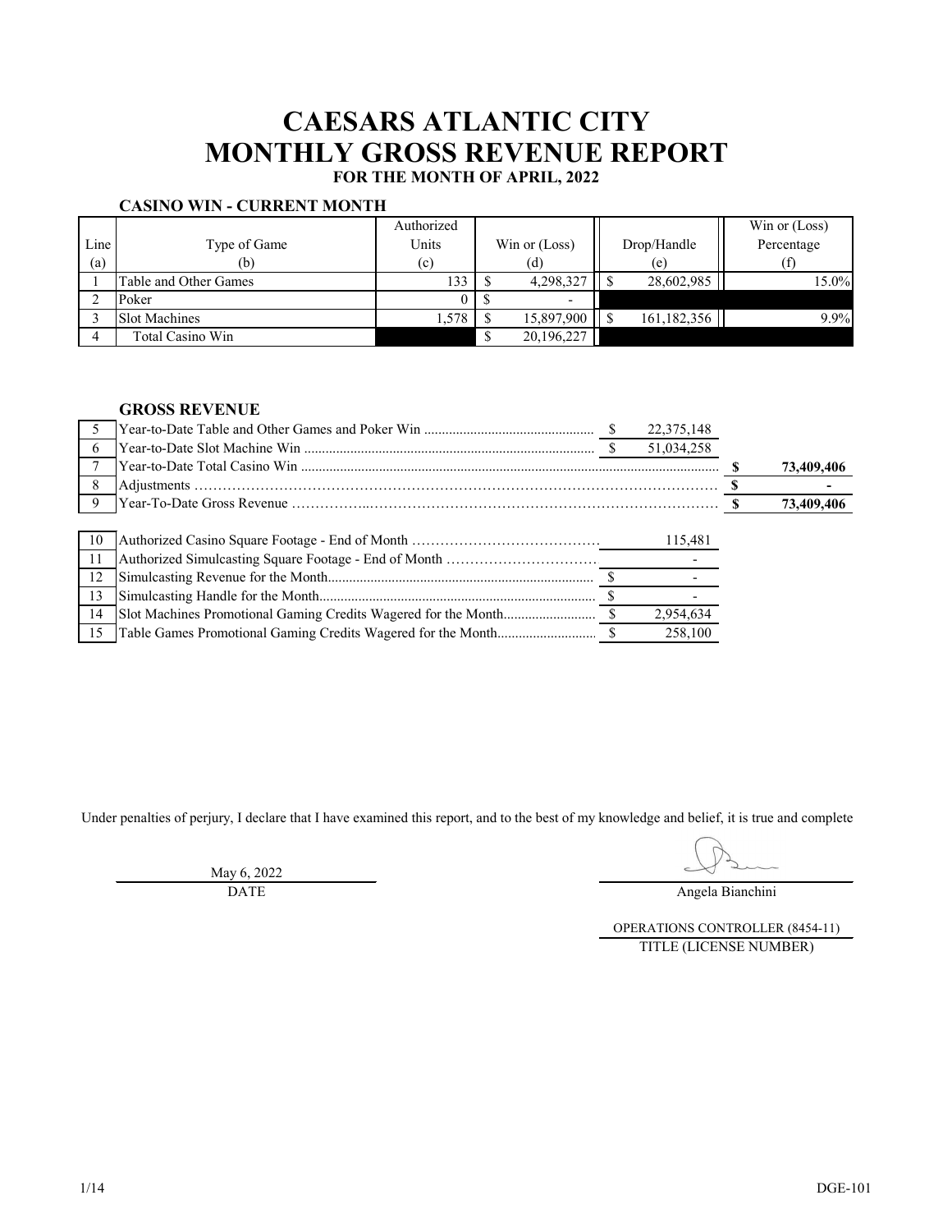# CAESARS ATLANTIC CITY
# MONTHLY GROSS REVENUE REPORT

**FOR THE MONTH OF APRIL, 2022**

### CASINO WIN - CURRENT MONTH

| Line (a) | Type of Game (b) | Authorized Units (c) | Win or (Loss) (d) | Drop/Handle (e) | Win or (Loss) Percentage (f) |
|---|---|---|---|---|---|
| 1 | Table and Other Games | 133 | $ 4,298,327 | $ 28,602,985 | 15.0% |
| 2 | Poker | 0 | $ - | | |
| 3 | Slot Machines | 1,578 | $ 15,897,900 | $ 161,182,356 | 9.9% |
| 4 | Total Casino Win | | $ 20,196,227 | | |

### GROSS REVENUE

| Line | Description | Amount | Total |
|---|---|---|---|
| 5 | Year-to-Date Table and Other Games and Poker Win | $ 22,375,148 | |
| 6 | Year-to-Date Slot Machine Win | $ 51,034,258 | |
| 7 | Year-to-Date Total Casino Win | | **$ 73,409,406** |
| 8 | Adjustments | | **$ -** |
| 9 | Year-To-Date Gross Revenue | | **$ 73,409,406** |

| Line | Description | Amount |
|---|---|---|
| 10 | Authorized Casino Square Footage - End of Month | 115,481 |
| 11 | Authorized Simulcasting Square Footage - End of Month | - |
| 12 | Simulcasting Revenue for the Month | $ - |
| 13 | Simulcasting Handle for the Month | $ - |
| 14 | Slot Machines Promotional Gaming Credits Wagered for the Month | $ 2,954,634 |
| 15 | Table Games Promotional Gaming Credits Wagered for the Month | $ 258,100 |

Under penalties of perjury, I declare that I have examined this report, and to the best of my knowledge and belief, it is true and complete

May 6, 2022
DATE

Angela Bianchini

OPERATIONS CONTROLLER (8454-11)
TITLE (LICENSE NUMBER)

DGE-101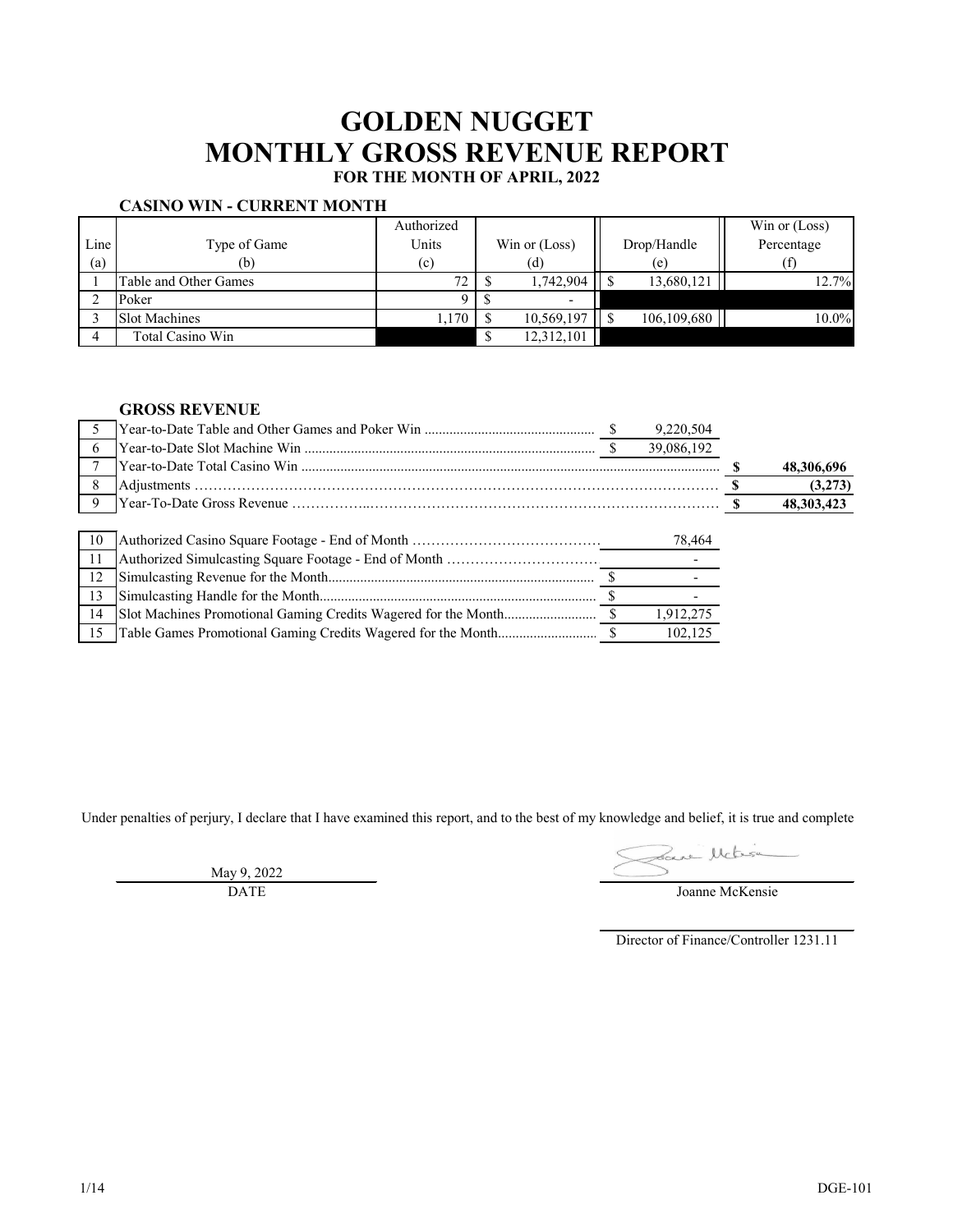# GOLDEN NUGGET
# MONTHLY GROSS REVENUE REPORT
### FOR THE MONTH OF APRIL, 2022

**CASINO WIN - CURRENT MONTH**

| Line (a) | Type of Game (b) | Authorized Units (c) | Win or (Loss) (d) | Drop/Handle (e) | Win or (Loss) Percentage (f) |
|---|---|---|---|---|---|
| 1 | Table and Other Games | 72 | $ 1,742,904 | $ 13,680,121 | 12.7% |
| 2 | Poker | 9 | $ - | | |
| 3 | Slot Machines | 1,170 | $ 10,569,197 | $ 106,109,680 | 10.0% |
| 4 | Total Casino Win | | $ 12,312,101 | | |

**GROSS REVENUE**

| Line | Description | Amount | Total |
|---|---|---|---|
| 5 | Year-to-Date Table and Other Games and Poker Win | $ 9,220,504 | |
| 6 | Year-to-Date Slot Machine Win | $ 39,086,192 | |
| 7 | Year-to-Date Total Casino Win | | **$ 48,306,696** |
| 8 | Adjustments | | **$ (3,273)** |
| 9 | Year-To-Date Gross Revenue | | **$ 48,303,423** |

| Line | Description | Amount |
|---|---|---|
| 10 | Authorized Casino Square Footage - End of Month | 78,464 |
| 11 | Authorized Simulcasting Square Footage - End of Month | - |
| 12 | Simulcasting Revenue for the Month | $ - |
| 13 | Simulcasting Handle for the Month | $ - |
| 14 | Slot Machines Promotional Gaming Credits Wagered for the Month | $ 1,912,275 |
| 15 | Table Games Promotional Gaming Credits Wagered for the Month | $ 102,125 |

Under penalties of perjury, I declare that I have examined this report, and to the best of my knowledge and belief, it is true and complete

May 9, 2022
DATE

Joanne McKensie

Director of Finance/Controller 1231.11

DGE-101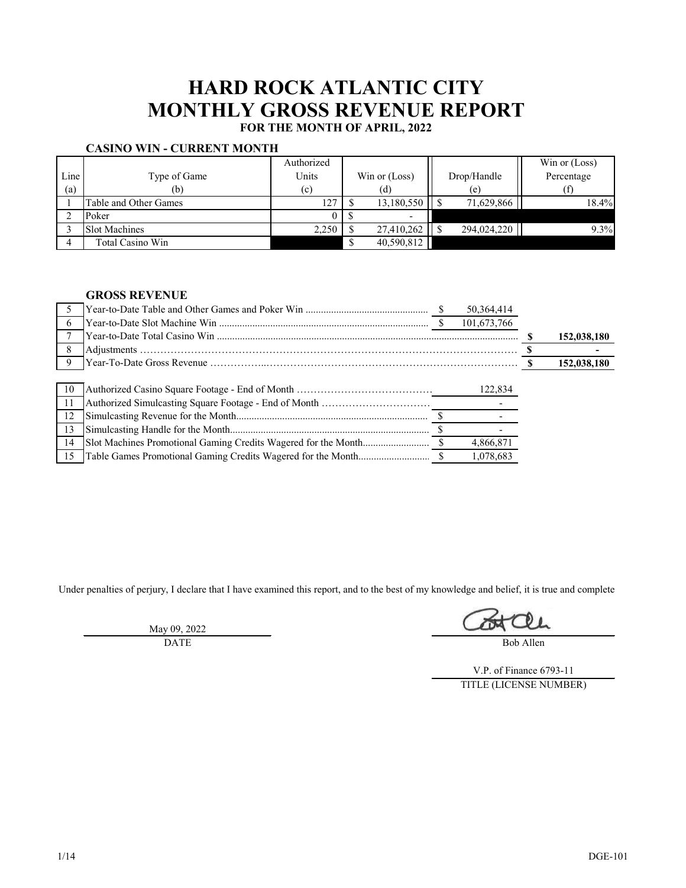# HARD ROCK ATLANTIC CITY
# MONTHLY GROSS REVENUE REPORT
**FOR THE MONTH OF APRIL, 2022**

### CASINO WIN - CURRENT MONTH

| Line (a) | Type of Game (b) | Authorized Units (c) | Win or (Loss) (d) | Drop/Handle (e) | Win or (Loss) Percentage (f) |
|---|---|---|---|---|---|
| 1 | Table and Other Games | 127 | $ 13,180,550 | $ 71,629,866 | 18.4% |
| 2 | Poker | 0 | $ - | | |
| 3 | Slot Machines | 2,250 | $ 27,410,262 | $ 294,024,220 | 9.3% |
| 4 | Total Casino Win | | $ 40,590,812 | | |

### GROSS REVENUE

| Line | Description | Amount | Total |
|---|---|---|---|
| 5 | Year-to-Date Table and Other Games and Poker Win | $ 50,364,414 | |
| 6 | Year-to-Date Slot Machine Win | $ 101,673,766 | |
| 7 | Year-to-Date Total Casino Win | | **$ 152,038,180** |
| 8 | Adjustments | | **$ -** |
| 9 | Year-To-Date Gross Revenue | | **$ 152,038,180** |

| Line | Description | Amount |
|---|---|---|
| 10 | Authorized Casino Square Footage - End of Month | 122,834 |
| 11 | Authorized Simulcasting Square Footage - End of Month | - |
| 12 | Simulcasting Revenue for the Month | $ - |
| 13 | Simulcasting Handle for the Month | $ - |
| 14 | Slot Machines Promotional Gaming Credits Wagered for the Month | $ 4,866,871 |
| 15 | Table Games Promotional Gaming Credits Wagered for the Month | $ 1,078,683 |

Under penalties of perjury, I declare that I have examined this report, and to the best of my knowledge and belief, it is true and complete

May 09, 2022
DATE

Bob Allen

V.P. of Finance 6793-11
TITLE (LICENSE NUMBER)

DGE-101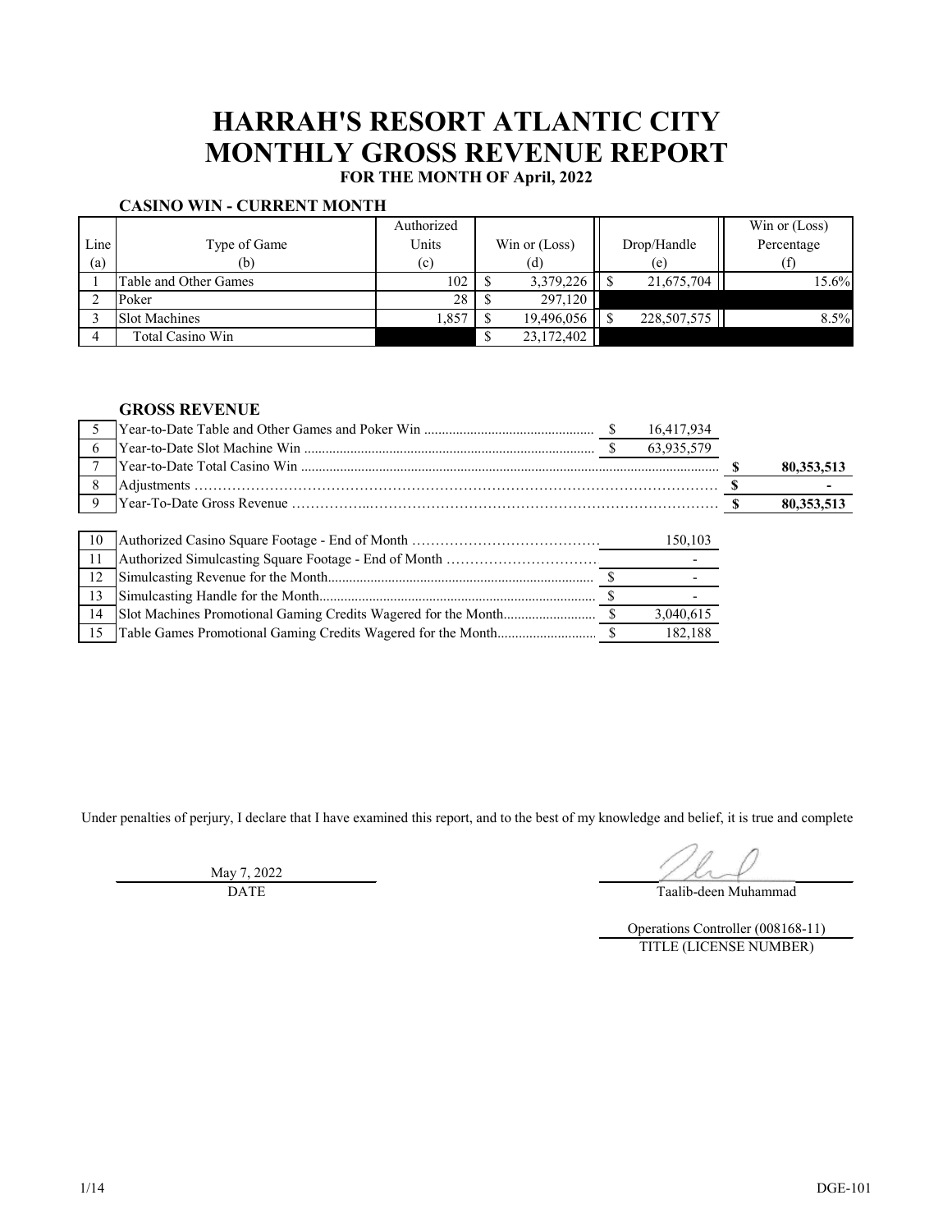# HARRAH'S RESORT ATLANTIC CITY
# MONTHLY GROSS REVENUE REPORT
**FOR THE MONTH OF April, 2022**

**CASINO WIN - CURRENT MONTH**

| Line (a) | Type of Game (b) | Authorized Units (c) | Win or (Loss) (d) | Drop/Handle (e) | Win or (Loss) Percentage (f) |
|---|---|---|---|---|---|
| 1 | Table and Other Games | 102 | $ 3,379,226 | $ 21,675,704 | 15.6% |
| 2 | Poker | 28 | $ 297,120 | | |
| 3 | Slot Machines | 1,857 | $ 19,496,056 | $ 228,507,575 | 8.5% |
| 4 | Total Casino Win | | $ 23,172,402 | | |

**GROSS REVENUE**

| Line | Description | Amount | Total |
|---|---|---|---|
| 5 | Year-to-Date Table and Other Games and Poker Win | $ 16,417,934 | |
| 6 | Year-to-Date Slot Machine Win | $ 63,935,579 | |
| 7 | Year-to-Date Total Casino Win | | **$ 80,353,513** |
| 8 | Adjustments | | **$ -** |
| 9 | Year-To-Date Gross Revenue | | **$ 80,353,513** |

| Line | Description | Amount |
|---|---|---|
| 10 | Authorized Casino Square Footage - End of Month | 150,103 |
| 11 | Authorized Simulcasting Square Footage - End of Month | - |
| 12 | Simulcasting Revenue for the Month | $ - |
| 13 | Simulcasting Handle for the Month | $ - |
| 14 | Slot Machines Promotional Gaming Credits Wagered for the Month | $ 3,040,615 |
| 15 | Table Games Promotional Gaming Credits Wagered for the Month | $ 182,188 |

Under penalties of perjury, I declare that I have examined this report, and to the best of my knowledge and belief, it is true and complete

May 7, 2022
DATE

Taalib-deen Muhammad

Operations Controller (008168-11)
TITLE (LICENSE NUMBER)

DGE-101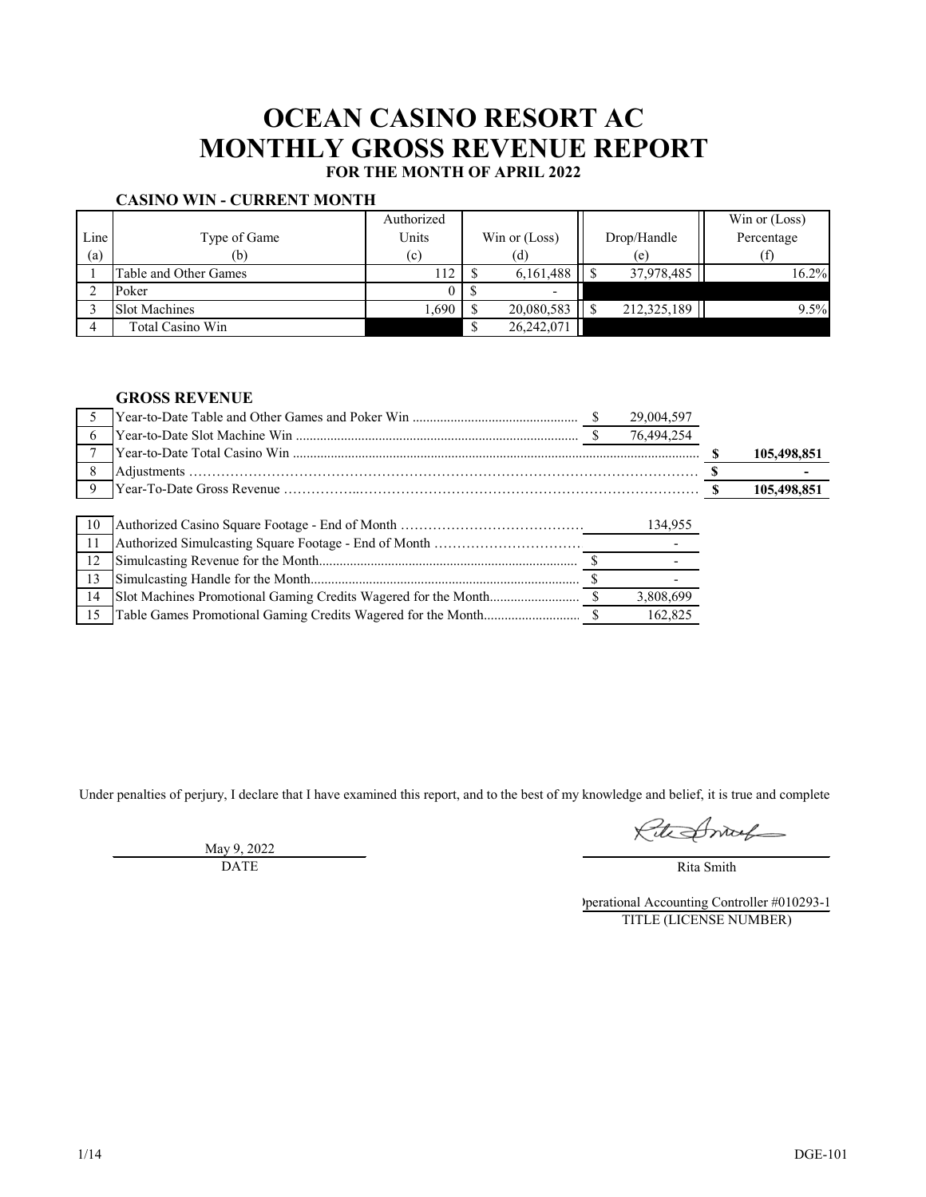# OCEAN CASINO RESORT AC
# MONTHLY GROSS REVENUE REPORT
### FOR THE MONTH OF APRIL 2022

### CASINO WIN - CURRENT MONTH

| Line | Type of Game | Authorized Units | Win or (Loss) | Drop/Handle | Win or (Loss) Percentage |
|---|---|---|---|---|---|
| (a) | (b) | (c) | (d) | (e) | (f) |
| 1 | Table and Other Games | 112 | $ 6,161,488 | $ 37,978,485 | 16.2% |
| 2 | Poker | 0 | $ - | | |
| 3 | Slot Machines | 1,690 | $ 20,080,583 | $ 212,325,189 | 9.5% |
| 4 | Total Casino Win | | $ 26,242,071 | | |

### GROSS REVENUE

| Line | Description | | |
|---|---|---|---|
| 5 | Year-to-Date Table and Other Games and Poker Win | $ 29,004,597 | |
| 6 | Year-to-Date Slot Machine Win | $ 76,494,254 | |
| 7 | Year-to-Date Total Casino Win | | **$ 105,498,851** |
| 8 | Adjustments | | **$ -** |
| 9 | Year-To-Date Gross Revenue | | **$ 105,498,851** |

| Line | Description | |
|---|---|---|
| 10 | Authorized Casino Square Footage - End of Month | 134,955 |
| 11 | Authorized Simulcasting Square Footage - End of Month | - |
| 12 | Simulcasting Revenue for the Month | $ - |
| 13 | Simulcasting Handle for the Month | $ - |
| 14 | Slot Machines Promotional Gaming Credits Wagered for the Month | $ 3,808,699 |
| 15 | Table Games Promotional Gaming Credits Wagered for the Month | $ 162,825 |

Under penalties of perjury, I declare that I have examined this report, and to the best of my knowledge and belief, it is true and complete

May 9, 2022
DATE

Rita Smith

Operational Accounting Controller #010293-1
TITLE (LICENSE NUMBER)

1/14

DGE-101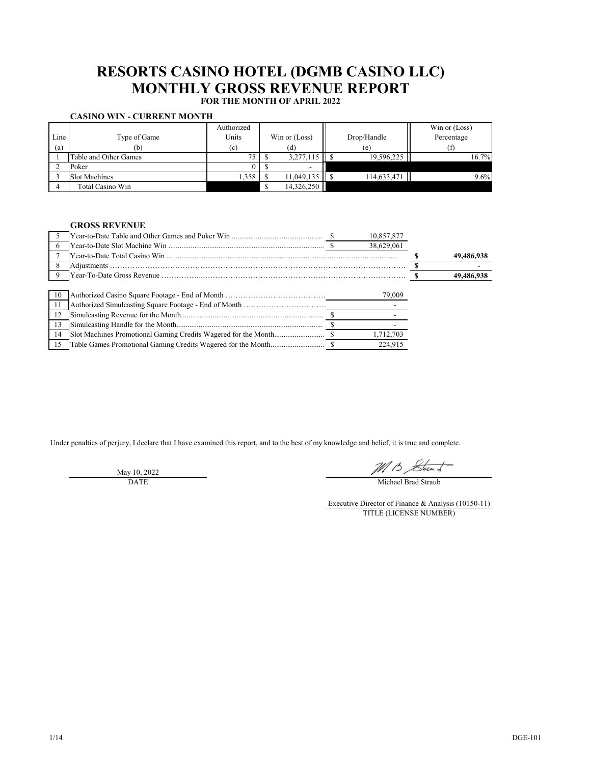# RESORTS CASINO HOTEL (DGMB CASINO LLC)
# MONTHLY GROSS REVENUE REPORT
**FOR THE MONTH OF APRIL 2022**

**CASINO WIN - CURRENT MONTH**

| Line (a) | Type of Game (b) | Authorized Units (c) | Win or (Loss) (d) | Drop/Handle (e) | Win or (Loss) Percentage (f) |
|---|---|---|---|---|---|
| 1 | Table and Other Games | 75 | $ 3,277,115 | $ 19,596,225 | 16.7% |
| 2 | Poker | 0 | $ - | | |
| 3 | Slot Machines | 1,358 | $ 11,049,135 | $ 114,633,471 | 9.6% |
| 4 | Total Casino Win | | $ 14,326,250 | | |

**GROSS REVENUE**

| Line | Description | Amount | Total |
|---|---|---|---|
| 5 | Year-to-Date Table and Other Games and Poker Win | $ 10,857,877 | |
| 6 | Year-to-Date Slot Machine Win | $ 38,629,061 | |
| 7 | Year-to-Date Total Casino Win | | $ 49,486,938 |
| 8 | Adjustments | | $ - |
| 9 | Year-To-Date Gross Revenue | | $ 49,486,938 |

| Line | Description | Amount |
|---|---|---|
| 10 | Authorized Casino Square Footage - End of Month | 79,009 |
| 11 | Authorized Simulcasting Square Footage - End of Month | - |
| 12 | Simulcasting Revenue for the Month | $ - |
| 13 | Simulcasting Handle for the Month | $ - |
| 14 | Slot Machines Promotional Gaming Credits Wagered for the Month | $ 1,712,703 |
| 15 | Table Games Promotional Gaming Credits Wagered for the Month | $ 224,915 |

Under penalties of perjury, I declare that I have examined this report, and to the best of my knowledge and belief, it is true and complete.

May 10, 2022
DATE

Michael Brad Straub

Executive Director of Finance & Analysis (10150-11)
TITLE (LICENSE NUMBER)

DGE-101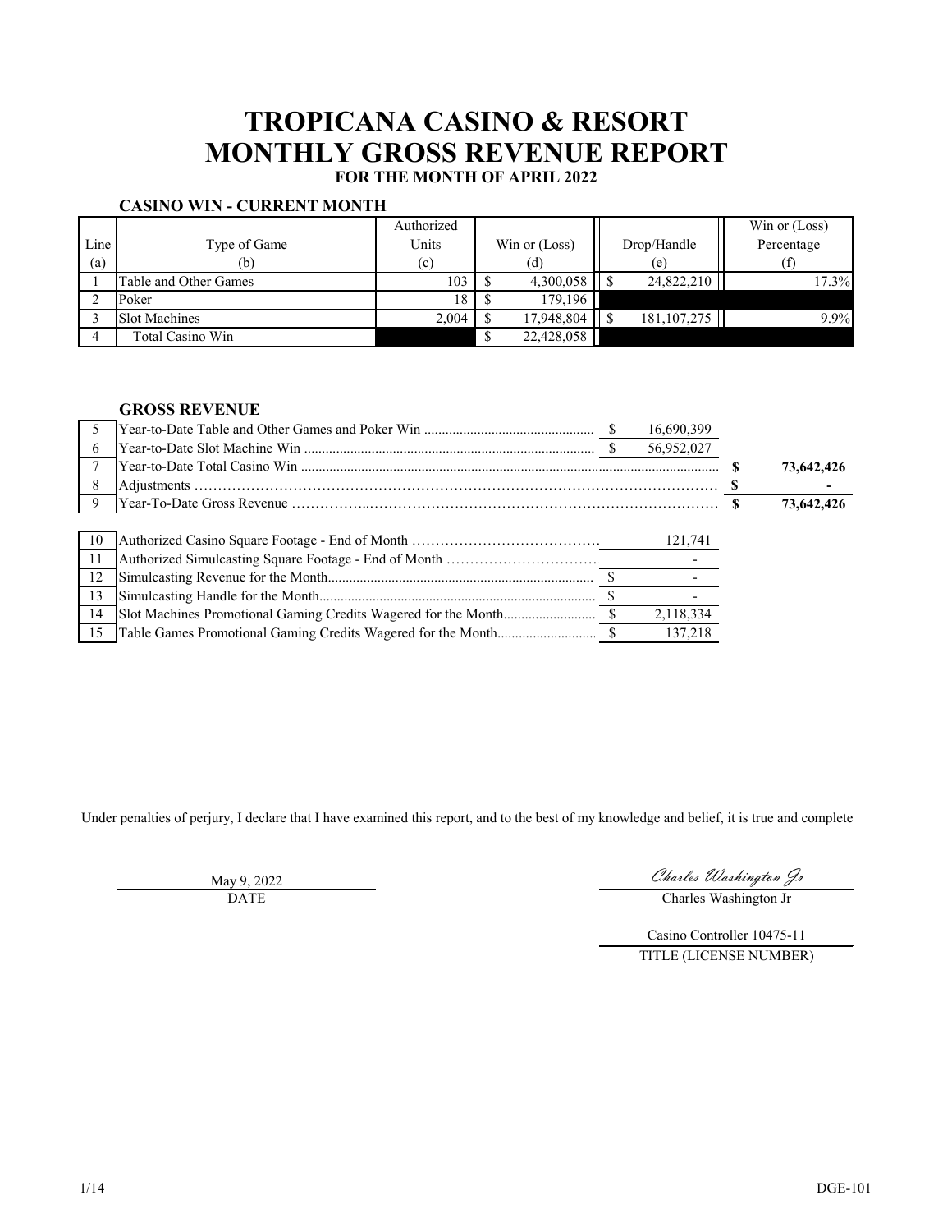# TROPICANA CASINO & RESORT
# MONTHLY GROSS REVENUE REPORT
### FOR THE MONTH OF APRIL 2022

**CASINO WIN - CURRENT MONTH**

| Line (a) | Type of Game (b) | Authorized Units (c) | Win or (Loss) (d) | Drop/Handle (e) | Win or (Loss) Percentage (f) |
|---|---|---|---|---|---|
| 1 | Table and Other Games | 103 | $ 4,300,058 | $ 24,822,210 | 17.3% |
| 2 | Poker | 18 | $ 179,196 | | |
| 3 | Slot Machines | 2,004 | $ 17,948,804 | $ 181,107,275 | 9.9% |
| 4 | Total Casino Win | | $ 22,428,058 | | |

**GROSS REVENUE**

| Line | Description | Amount | Total |
|---|---|---|---|
| 5 | Year-to-Date Table and Other Games and Poker Win | $ 16,690,399 | |
| 6 | Year-to-Date Slot Machine Win | $ 56,952,027 | |
| 7 | Year-to-Date Total Casino Win | | **$ 73,642,426** |
| 8 | Adjustments | | **$ -** |
| 9 | Year-To-Date Gross Revenue | | **$ 73,642,426** |

| Line | Description | Amount |
|---|---|---|
| 10 | Authorized Casino Square Footage - End of Month | 121,741 |
| 11 | Authorized Simulcasting Square Footage - End of Month | - |
| 12 | Simulcasting Revenue for the Month | $ - |
| 13 | Simulcasting Handle for the Month | $ - |
| 14 | Slot Machines Promotional Gaming Credits Wagered for the Month | $ 2,118,334 |
| 15 | Table Games Promotional Gaming Credits Wagered for the Month | $ 137,218 |

Under penalties of perjury, I declare that I have examined this report, and to the best of my knowledge and belief, it is true and complete

May 9, 2022
DATE

*Charles Washington Jr*
Charles Washington Jr

Casino Controller 10475-11
TITLE (LICENSE NUMBER)

DGE-101